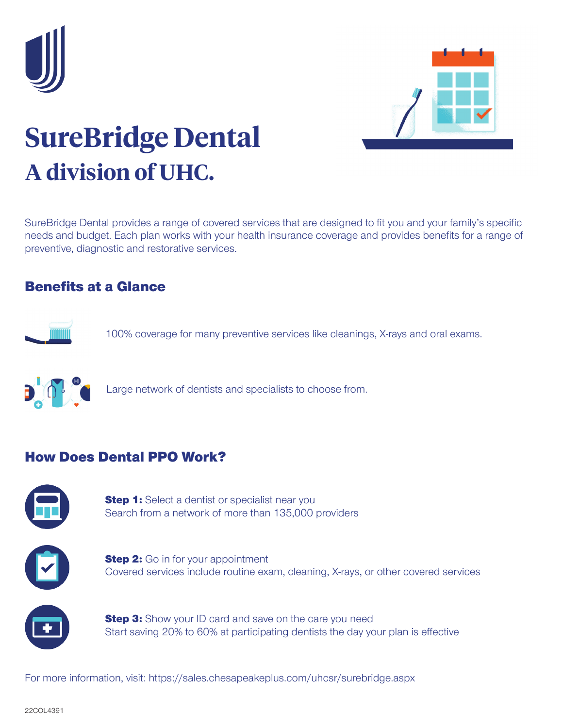# SureBridge Dental

## A division of UHC.

SureBridge Dental provides a range of covered services that are designed to fit you and your family's specific needs and budget. Each plan works with your health insurance coverage and provides benefits for a range of preventive, diagnostic and restorative services.

## Benefits at a Glance

100% coverage for many preventive services like cleanings, X-rays and oral exams.

Large network of dentists and specialists to choose from.

## How Does Dental PPO Work?

**Step 1:** Select a dentist or specialist near you
Search from a network of more than 135,000 providers

**Step 2:** Go in for your appointment
Covered services include routine exam, cleaning, X-rays, or other covered services

**Step 3:** Show your ID card and save on the care you need
Start saving 20% to 60% at participating dentists the day your plan is effective

For more information, visit: https://sales.chesapeakeplus.com/uhcsr/surebridge.aspx

22COL4391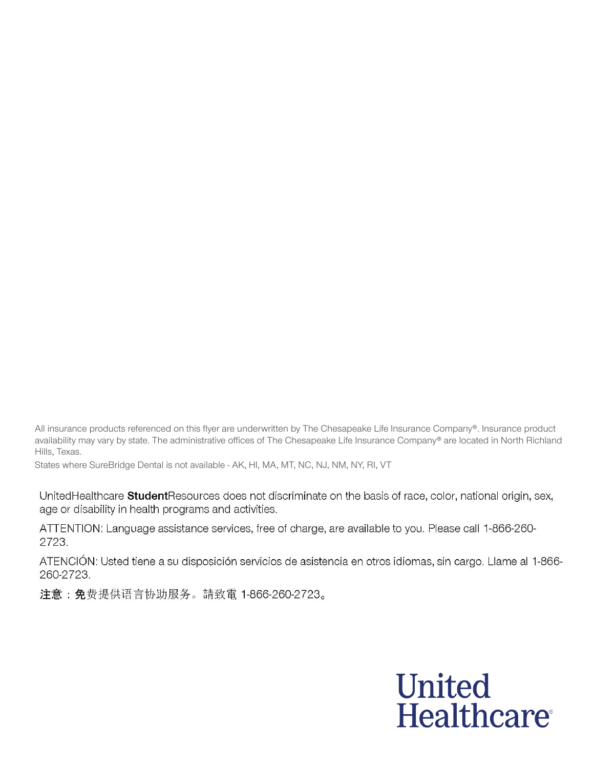All insurance products referenced on this flyer are underwritten by The Chesapeake Life Insurance Company®. Insurance product availability may vary by state. The administrative offices of The Chesapeake Life Insurance Company® are located in North Richland Hills, Texas.

States where SureBridge Dental is not available - AK, HI, MA, MT, NC, NJ, NM, NY, RI, VT

UnitedHealthcare **Student**Resources does not discriminate on the basis of race, color, national origin, sex, age or disability in health programs and activities.

ATTENTION: Language assistance services, free of charge, are available to you. Please call 1-866-260-2723.

ATENCIÓN: Usted tiene a su disposición servicios de asistencia en otros idiomas, sin cargo. Llame al 1-866-260-2723.

注意：免费提供语言协助服务。請致電 1-866-260-2723。

United Healthcare®